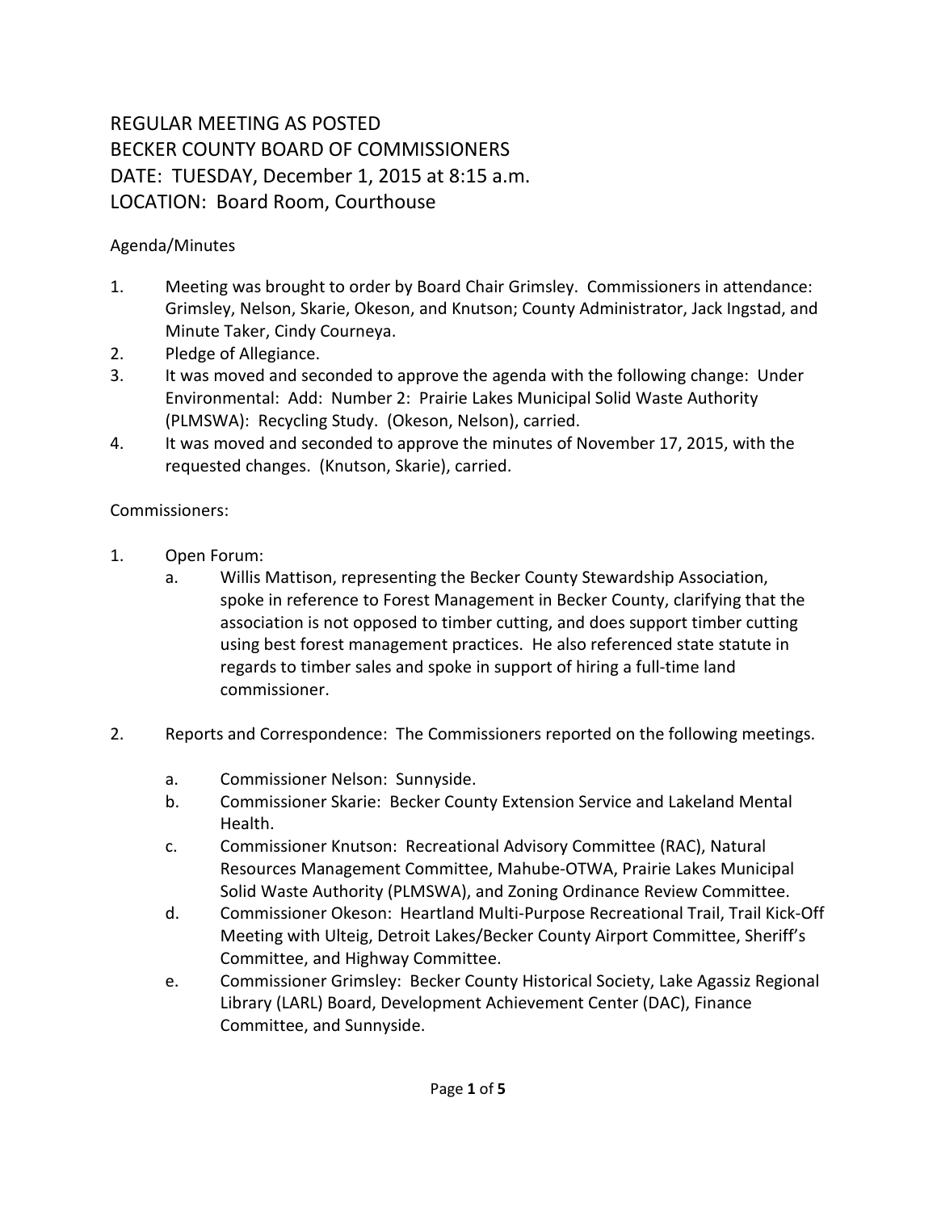# REGULAR MEETING AS POSTED
# BECKER COUNTY BOARD OF COMMISSIONERS
# DATE: TUESDAY, December 1, 2015 at 8:15 a.m.
# LOCATION: Board Room, Courthouse

Agenda/Minutes

1. Meeting was brought to order by Board Chair Grimsley. Commissioners in attendance: Grimsley, Nelson, Skarie, Okeson, and Knutson; County Administrator, Jack Ingstad, and Minute Taker, Cindy Courneya.
2. Pledge of Allegiance.
3. It was moved and seconded to approve the agenda with the following change: Under Environmental: Add: Number 2: Prairie Lakes Municipal Solid Waste Authority (PLMSWA): Recycling Study. (Okeson, Nelson), carried.
4. It was moved and seconded to approve the minutes of November 17, 2015, with the requested changes. (Knutson, Skarie), carried.

Commissioners:

1. Open Forum:
   a. Willis Mattison, representing the Becker County Stewardship Association, spoke in reference to Forest Management in Becker County, clarifying that the association is not opposed to timber cutting, and does support timber cutting using best forest management practices. He also referenced state statute in regards to timber sales and spoke in support of hiring a full-time land commissioner.

2. Reports and Correspondence: The Commissioners reported on the following meetings.

   a. Commissioner Nelson: Sunnyside.
   b. Commissioner Skarie: Becker County Extension Service and Lakeland Mental Health.
   c. Commissioner Knutson: Recreational Advisory Committee (RAC), Natural Resources Management Committee, Mahube-OTWA, Prairie Lakes Municipal Solid Waste Authority (PLMSWA), and Zoning Ordinance Review Committee.
   d. Commissioner Okeson: Heartland Multi-Purpose Recreational Trail, Trail Kick-Off Meeting with Ulteig, Detroit Lakes/Becker County Airport Committee, Sheriff's Committee, and Highway Committee.
   e. Commissioner Grimsley: Becker County Historical Society, Lake Agassiz Regional Library (LARL) Board, Development Achievement Center (DAC), Finance Committee, and Sunnyside.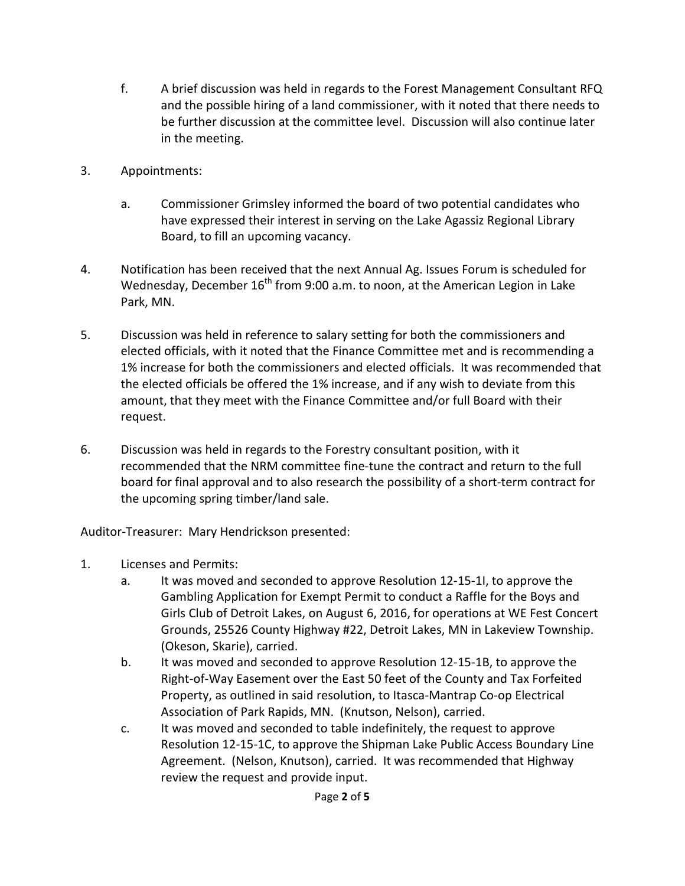f. A brief discussion was held in regards to the Forest Management Consultant RFQ and the possible hiring of a land commissioner, with it noted that there needs to be further discussion at the committee level. Discussion will also continue later in the meeting.

3. Appointments:

   a. Commissioner Grimsley informed the board of two potential candidates who have expressed their interest in serving on the Lake Agassiz Regional Library Board, to fill an upcoming vacancy.

4. Notification has been received that the next Annual Ag. Issues Forum is scheduled for Wednesday, December 16th from 9:00 a.m. to noon, at the American Legion in Lake Park, MN.

5. Discussion was held in reference to salary setting for both the commissioners and elected officials, with it noted that the Finance Committee met and is recommending a 1% increase for both the commissioners and elected officials. It was recommended that the elected officials be offered the 1% increase, and if any wish to deviate from this amount, that they meet with the Finance Committee and/or full Board with their request.

6. Discussion was held in regards to the Forestry consultant position, with it recommended that the NRM committee fine-tune the contract and return to the full board for final approval and to also research the possibility of a short-term contract for the upcoming spring timber/land sale.

Auditor-Treasurer: Mary Hendrickson presented:

1. Licenses and Permits:
   a. It was moved and seconded to approve Resolution 12-15-1I, to approve the Gambling Application for Exempt Permit to conduct a Raffle for the Boys and Girls Club of Detroit Lakes, on August 6, 2016, for operations at WE Fest Concert Grounds, 25526 County Highway #22, Detroit Lakes, MN in Lakeview Township. (Okeson, Skarie), carried.
   b. It was moved and seconded to approve Resolution 12-15-1B, to approve the Right-of-Way Easement over the East 50 feet of the County and Tax Forfeited Property, as outlined in said resolution, to Itasca-Mantrap Co-op Electrical Association of Park Rapids, MN. (Knutson, Nelson), carried.
   c. It was moved and seconded to table indefinitely, the request to approve Resolution 12-15-1C, to approve the Shipman Lake Public Access Boundary Line Agreement. (Nelson, Knutson), carried. It was recommended that Highway review the request and provide input.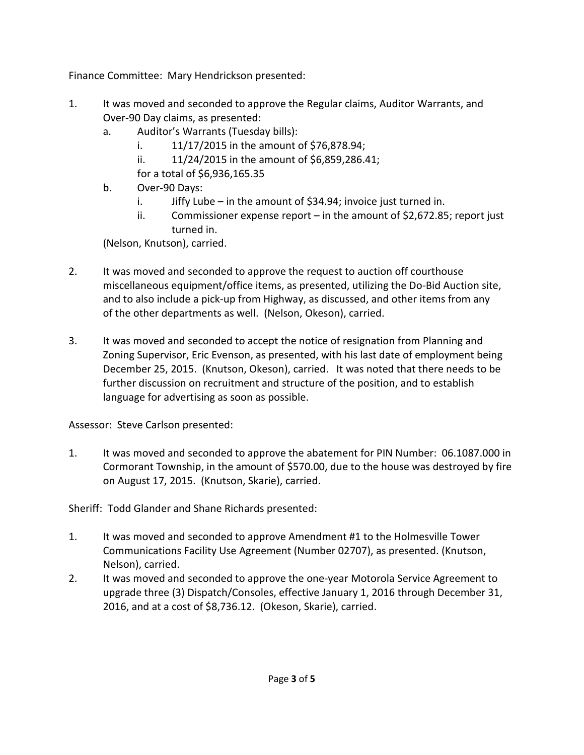Finance Committee: Mary Hendrickson presented:

1. It was moved and seconded to approve the Regular claims, Auditor Warrants, and Over-90 Day claims, as presented:
   a. Auditor's Warrants (Tuesday bills):
      i. 11/17/2015 in the amount of $76,878.94;
      ii. 11/24/2015 in the amount of $6,859,286.41;

      for a total of $6,936,165.35
   b. Over-90 Days:
      i. Jiffy Lube – in the amount of $34.94; invoice just turned in.
      ii. Commissioner expense report – in the amount of $2,672.85; report just turned in.

   (Nelson, Knutson), carried.

2. It was moved and seconded to approve the request to auction off courthouse miscellaneous equipment/office items, as presented, utilizing the Do-Bid Auction site, and to also include a pick-up from Highway, as discussed, and other items from any of the other departments as well. (Nelson, Okeson), carried.

3. It was moved and seconded to accept the notice of resignation from Planning and Zoning Supervisor, Eric Evenson, as presented, with his last date of employment being December 25, 2015. (Knutson, Okeson), carried. It was noted that there needs to be further discussion on recruitment and structure of the position, and to establish language for advertising as soon as possible.

Assessor: Steve Carlson presented:

1. It was moved and seconded to approve the abatement for PIN Number: 06.1087.000 in Cormorant Township, in the amount of $570.00, due to the house was destroyed by fire on August 17, 2015. (Knutson, Skarie), carried.

Sheriff: Todd Glander and Shane Richards presented:

1. It was moved and seconded to approve Amendment #1 to the Holmesville Tower Communications Facility Use Agreement (Number 02707), as presented. (Knutson, Nelson), carried.
2. It was moved and seconded to approve the one-year Motorola Service Agreement to upgrade three (3) Dispatch/Consoles, effective January 1, 2016 through December 31, 2016, and at a cost of $8,736.12. (Okeson, Skarie), carried.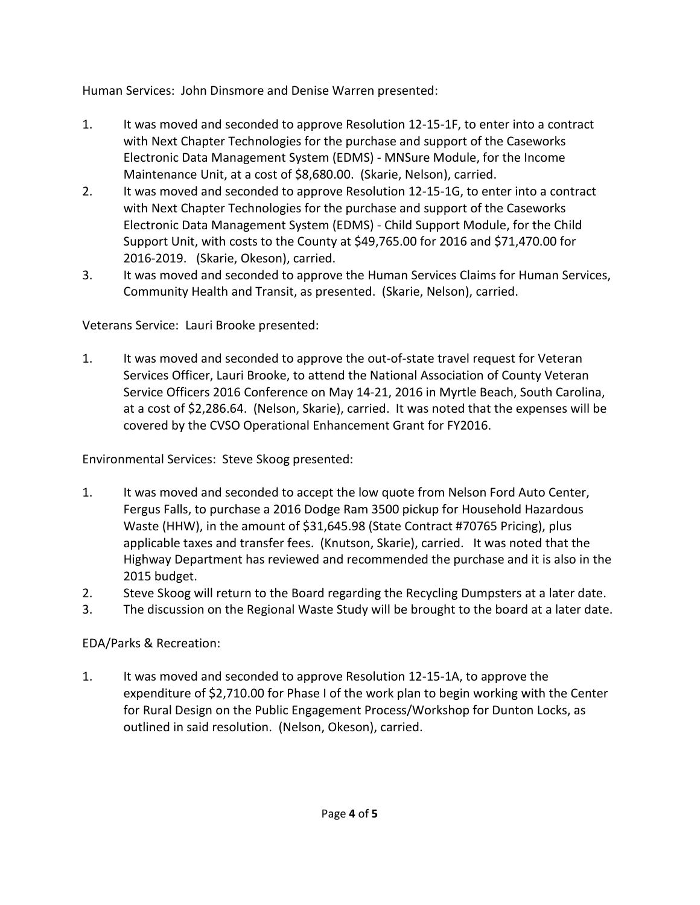Human Services: John Dinsmore and Denise Warren presented:

1. It was moved and seconded to approve Resolution 12-15-1F, to enter into a contract with Next Chapter Technologies for the purchase and support of the Caseworks Electronic Data Management System (EDMS) - MNSure Module, for the Income Maintenance Unit, at a cost of $8,680.00. (Skarie, Nelson), carried.
2. It was moved and seconded to approve Resolution 12-15-1G, to enter into a contract with Next Chapter Technologies for the purchase and support of the Caseworks Electronic Data Management System (EDMS) - Child Support Module, for the Child Support Unit, with costs to the County at $49,765.00 for 2016 and $71,470.00 for 2016-2019. (Skarie, Okeson), carried.
3. It was moved and seconded to approve the Human Services Claims for Human Services, Community Health and Transit, as presented. (Skarie, Nelson), carried.

Veterans Service: Lauri Brooke presented:

1. It was moved and seconded to approve the out-of-state travel request for Veteran Services Officer, Lauri Brooke, to attend the National Association of County Veteran Service Officers 2016 Conference on May 14-21, 2016 in Myrtle Beach, South Carolina, at a cost of $2,286.64. (Nelson, Skarie), carried. It was noted that the expenses will be covered by the CVSO Operational Enhancement Grant for FY2016.

Environmental Services: Steve Skoog presented:

1. It was moved and seconded to accept the low quote from Nelson Ford Auto Center, Fergus Falls, to purchase a 2016 Dodge Ram 3500 pickup for Household Hazardous Waste (HHW), in the amount of $31,645.98 (State Contract #70765 Pricing), plus applicable taxes and transfer fees. (Knutson, Skarie), carried. It was noted that the Highway Department has reviewed and recommended the purchase and it is also in the 2015 budget.
2. Steve Skoog will return to the Board regarding the Recycling Dumpsters at a later date.
3. The discussion on the Regional Waste Study will be brought to the board at a later date.

EDA/Parks & Recreation:

1. It was moved and seconded to approve Resolution 12-15-1A, to approve the expenditure of $2,710.00 for Phase I of the work plan to begin working with the Center for Rural Design on the Public Engagement Process/Workshop for Dunton Locks, as outlined in said resolution. (Nelson, Okeson), carried.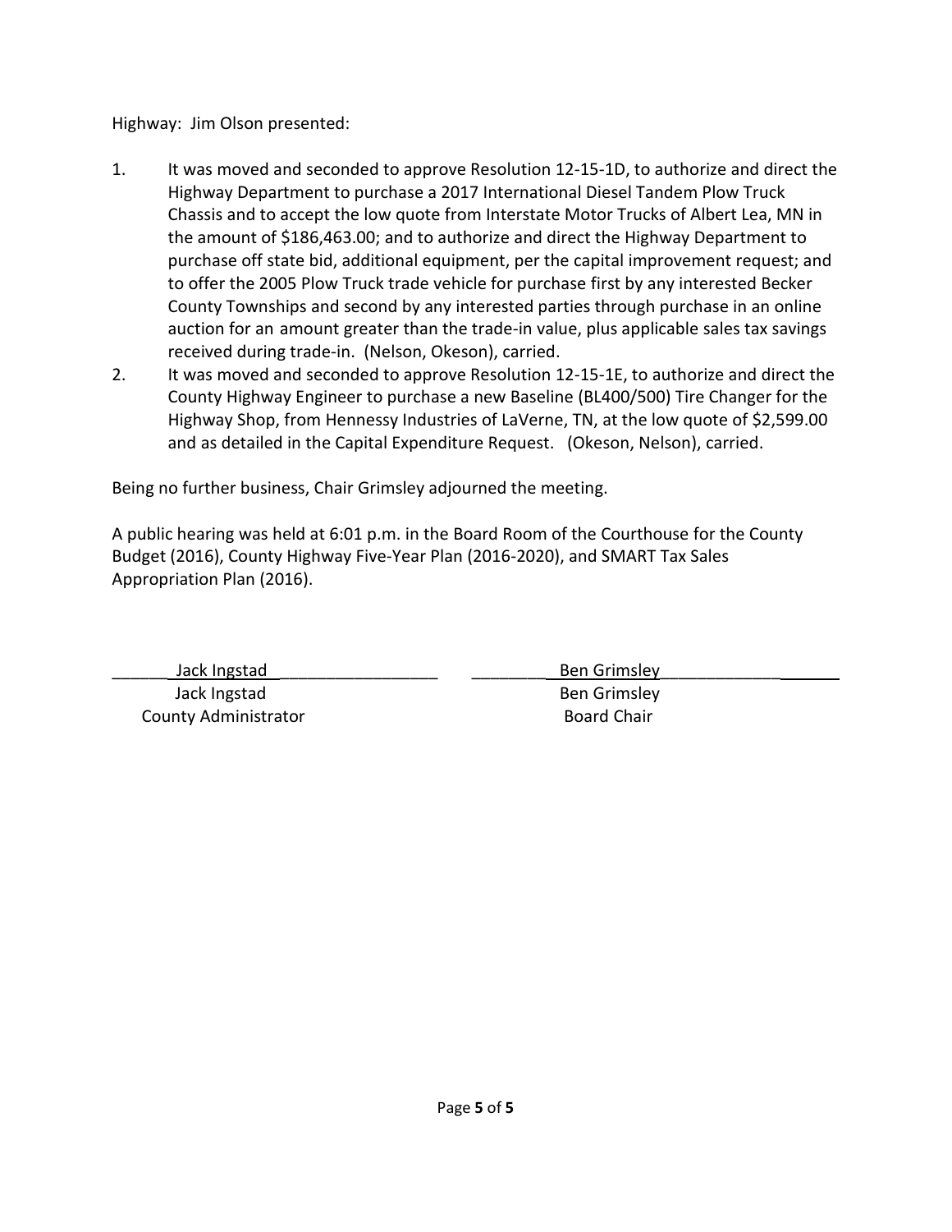Highway: Jim Olson presented:

1. It was moved and seconded to approve Resolution 12-15-1D, to authorize and direct the Highway Department to purchase a 2017 International Diesel Tandem Plow Truck Chassis and to accept the low quote from Interstate Motor Trucks of Albert Lea, MN in the amount of $186,463.00; and to authorize and direct the Highway Department to purchase off state bid, additional equipment, per the capital improvement request; and to offer the 2005 Plow Truck trade vehicle for purchase first by any interested Becker County Townships and second by any interested parties through purchase in an online auction for an amount greater than the trade-in value, plus applicable sales tax savings received during trade-in. (Nelson, Okeson), carried.
2. It was moved and seconded to approve Resolution 12-15-1E, to authorize and direct the County Highway Engineer to purchase a new Baseline (BL400/500) Tire Changer for the Highway Shop, from Hennessy Industries of LaVerne, TN, at the low quote of $2,599.00 and as detailed in the Capital Expenditure Request. (Okeson, Nelson), carried.

Being no further business, Chair Grimsley adjourned the meeting.

A public hearing was held at 6:01 p.m. in the Board Room of the Courthouse for the County Budget (2016), County Highway Five-Year Plan (2016-2020), and SMART Tax Sales Appropriation Plan (2016).

| | |
|---|---|
| ______Jack Ingstad__________________ | _________Ben Grimsley___________________ |
| Jack Ingstad | Ben Grimsley |
| County Administrator | Board Chair |